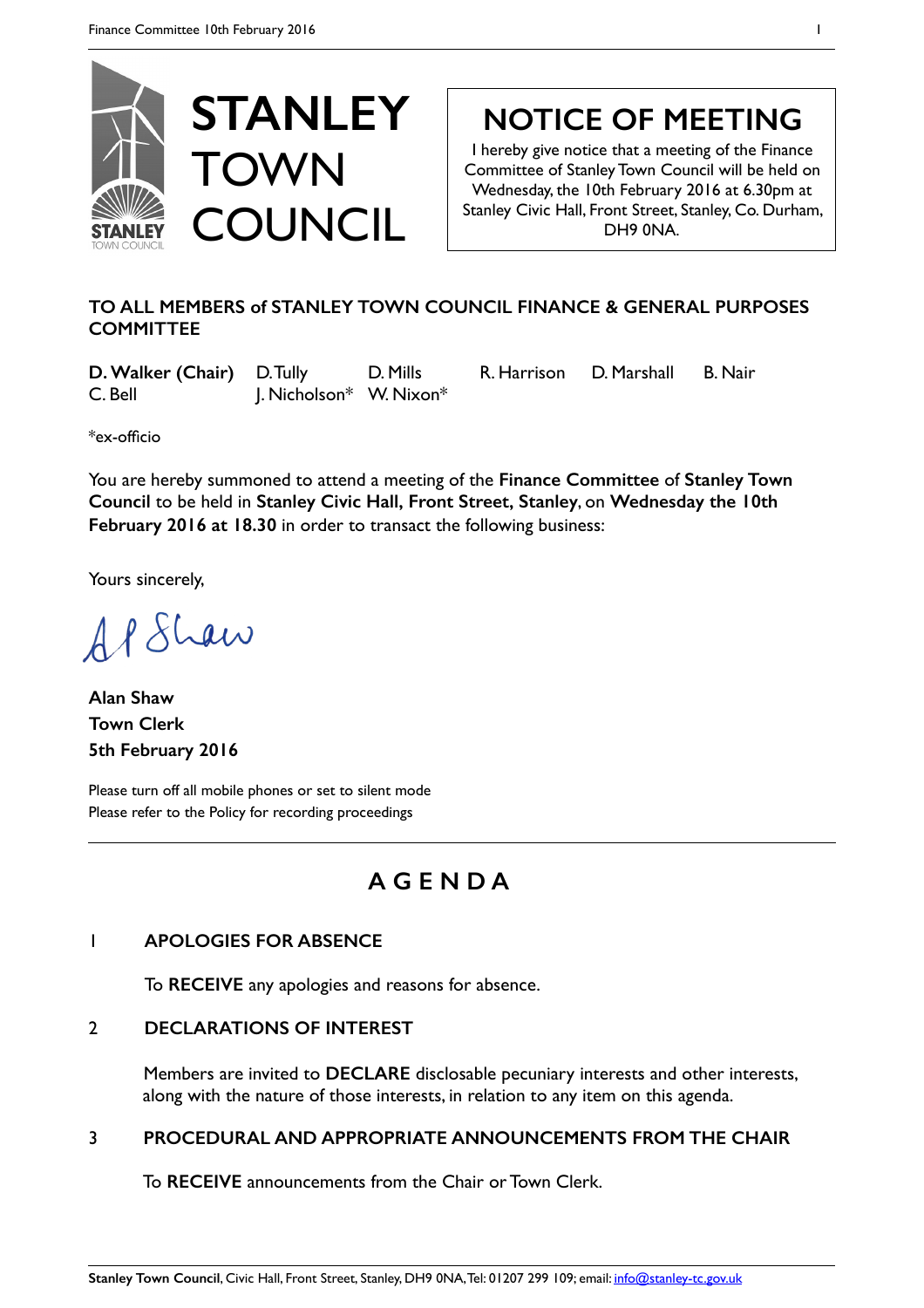# STANLEY TOWN COUNCIL

## NOTICE OF MEETING

I hereby give notice that a meeting of the Finance Committee of Stanley Town Council will be held on Wednesday, the 10th February 2016 at 6.30pm at Stanley Civic Hall, Front Street, Stanley, Co. Durham, DH9 0NA.

**TO ALL MEMBERS of STANLEY TOWN COUNCIL FINANCE & GENERAL PURPOSES COMMITTEE**

**D. Walker (Chair)** D.Tully D. Mills R. Harrison D. Marshall B. Nair
C. Bell J. Nicholson* W. Nixon*

*ex-officio

You are hereby summoned to attend a meeting of the **Finance Committee** of **Stanley Town Council** to be held in **Stanley Civic Hall, Front Street, Stanley**, on **Wednesday the 10th February 2016 at 18.30** in order to transact the following business:

Yours sincerely,

A P Shaw

**Alan Shaw**
**Town Clerk**
**5th February 2016**

Please turn off all mobile phones or set to silent mode
Please refer to the Policy for recording proceedings

---

## AGENDA

### 1 APOLOGIES FOR ABSENCE

To **RECEIVE** any apologies and reasons for absence.

### 2 DECLARATIONS OF INTEREST

Members are invited to **DECLARE** disclosable pecuniary interests and other interests, along with the nature of those interests, in relation to any item on this agenda.

### 3 PROCEDURAL AND APPROPRIATE ANNOUNCEMENTS FROM THE CHAIR

To **RECEIVE** announcements from the Chair or Town Clerk.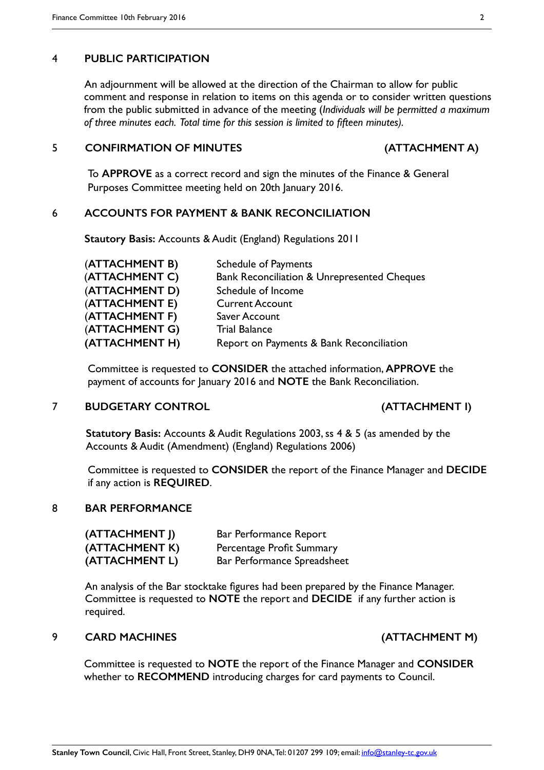## 4 PUBLIC PARTICIPATION

An adjournment will be allowed at the direction of the Chairman to allow for public comment and response in relation to items on this agenda or to consider written questions from the public submitted in advance of the meeting (*Individuals will be permitted a maximum of three minutes each. Total time for this session is limited to fifteen minutes).*

## 5 CONFIRMATION OF MINUTES (ATTACHMENT A)

To **APPROVE** as a correct record and sign the minutes of the Finance & General Purposes Committee meeting held on 20th January 2016.

## 6 ACCOUNTS FOR PAYMENT & BANK RECONCILIATION

**Stautory Basis:** Accounts & Audit (England) Regulations 2011

| | |
|---|---|
| **(ATTACHMENT B)** | Schedule of Payments |
| **(ATTACHMENT C)** | Bank Reconciliation & Unrepresented Cheques |
| **(ATTACHMENT D)** | Schedule of Income |
| **(ATTACHMENT E)** | Current Account |
| **(ATTACHMENT F)** | Saver Account |
| **(ATTACHMENT G)** | Trial Balance |
| **(ATTACHMENT H)** | Report on Payments & Bank Reconciliation |

Committee is requested to **CONSIDER** the attached information, **APPROVE** the payment of accounts for January 2016 and **NOTE** the Bank Reconciliation.

## 7 BUDGETARY CONTROL (ATTACHMENT I)

**Statutory Basis:** Accounts & Audit Regulations 2003, ss 4 & 5 (as amended by the Accounts & Audit (Amendment) (England) Regulations 2006)

Committee is requested to **CONSIDER** the report of the Finance Manager and **DECIDE** if any action is **REQUIRED**.

## 8 BAR PERFORMANCE

| | |
|---|---|
| **(ATTACHMENT J)** | Bar Performance Report |
| **(ATTACHMENT K)** | Percentage Profit Summary |
| **(ATTACHMENT L)** | Bar Performance Spreadsheet |

An analysis of the Bar stocktake figures had been prepared by the Finance Manager. Committee is requested to **NOTE** the report and **DECIDE** if any further action is required.

## 9 CARD MACHINES (ATTACHMENT M)

Committee is requested to **NOTE** the report of the Finance Manager and **CONSIDER** whether to **RECOMMEND** introducing charges for card payments to Council.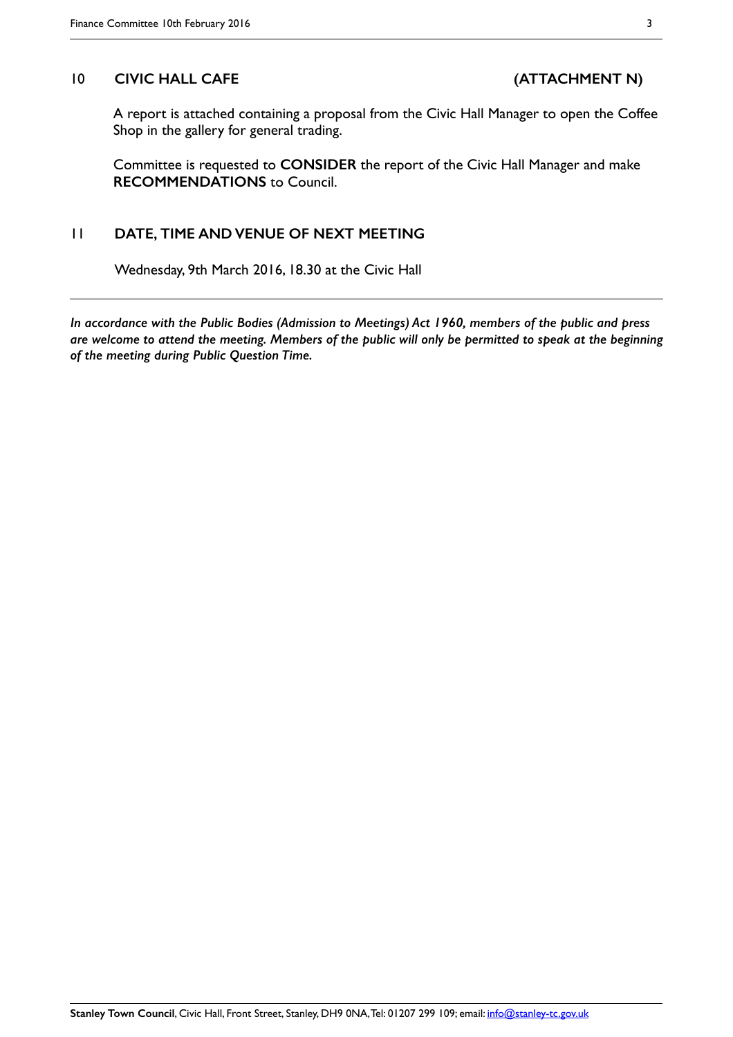## 10 CIVIC HALL CAFE (ATTACHMENT N)

A report is attached containing a proposal from the Civic Hall Manager to open the Coffee Shop in the gallery for general trading.

Committee is requested to **CONSIDER** the report of the Civic Hall Manager and make **RECOMMENDATIONS** to Council.

## 11 DATE, TIME AND VENUE OF NEXT MEETING

Wednesday, 9th March 2016, 18.30 at the Civic Hall

---

***In accordance with the Public Bodies (Admission to Meetings) Act 1960, members of the public and press are welcome to attend the meeting. Members of the public will only be permitted to speak at the beginning of the meeting during Public Question Time.***

**Stanley Town Council**, Civic Hall, Front Street, Stanley, DH9 0NA, Tel: 01207 299 109; email: info@stanley-tc.gov.uk